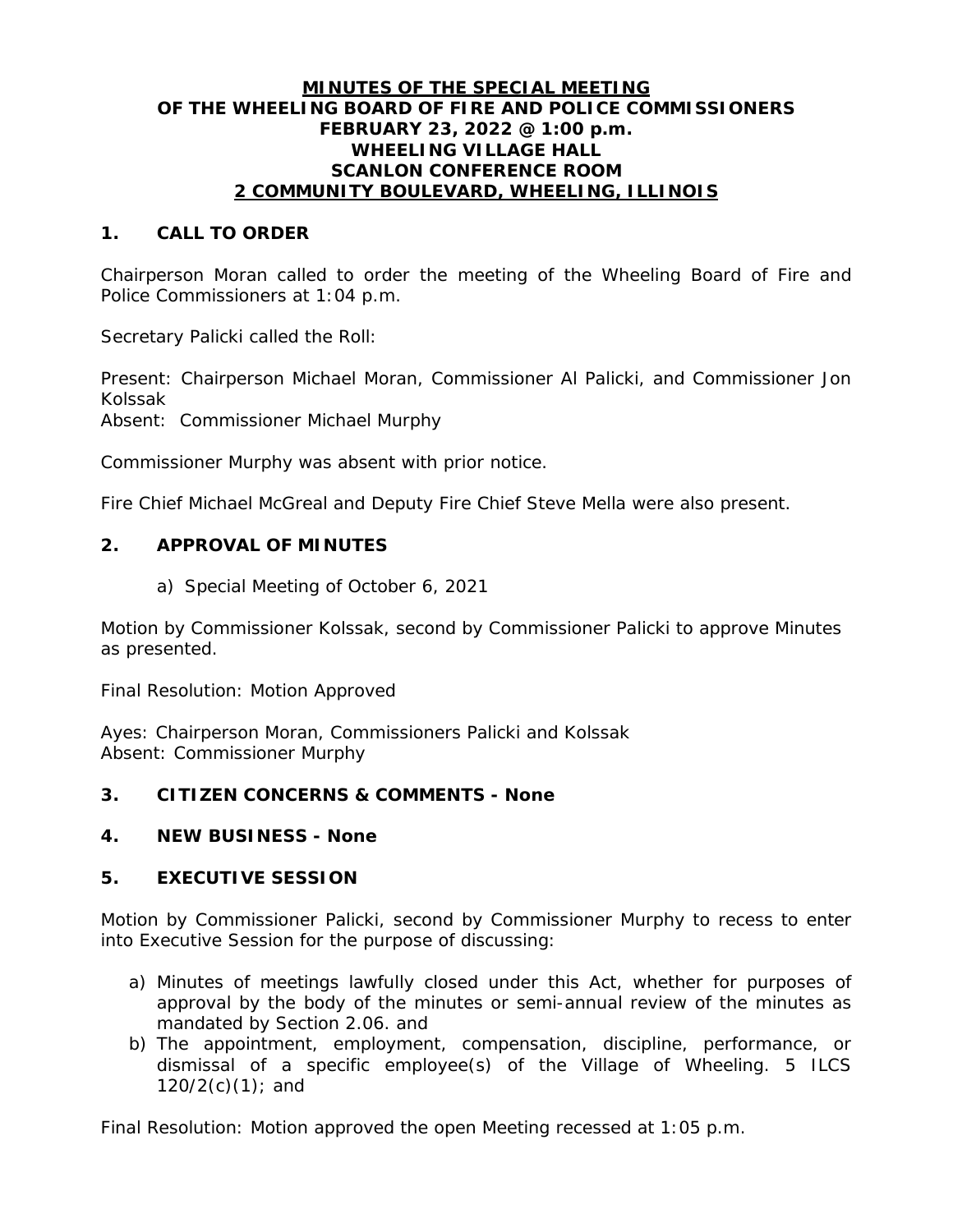# MINUTES OF THE SPECIAL MEETING OF THE WHEELING BOARD OF FIRE AND POLICE COMMISSIONERS FEBRUARY 23, 2022 @ 1:00 p.m. WHEELING VILLAGE HALL SCANLON CONFERENCE ROOM 2 COMMUNITY BOULEVARD, WHEELING, ILLINOIS

## 1. CALL TO ORDER

Chairperson Moran called to order the meeting of the Wheeling Board of Fire and Police Commissioners at 1:04 p.m.

Secretary Palicki called the Roll:

Present: Chairperson Michael Moran, Commissioner Al Palicki, and Commissioner Jon Kolssak
Absent: Commissioner Michael Murphy

Commissioner Murphy was absent with prior notice.

Fire Chief Michael McGreal and Deputy Fire Chief Steve Mella were also present.

## 2. APPROVAL OF MINUTES

a) Special Meeting of October 6, 2021

Motion by Commissioner Kolssak, second by Commissioner Palicki to approve Minutes as presented.

Final Resolution: Motion Approved

Ayes: Chairperson Moran, Commissioners Palicki and Kolssak
Absent: Commissioner Murphy

## 3. CITIZEN CONCERNS & COMMENTS - None

## 4. NEW BUSINESS - None

## 5. EXECUTIVE SESSION

Motion by Commissioner Palicki, second by Commissioner Murphy to recess to enter into Executive Session for the purpose of discussing:

a) Minutes of meetings lawfully closed under this Act, whether for purposes of approval by the body of the minutes or semi-annual review of the minutes as mandated by Section 2.06. and
b) The appointment, employment, compensation, discipline, performance, or dismissal of a specific employee(s) of the Village of Wheeling. 5 ILCS 120/2(c)(1); and

Final Resolution: Motion approved the open Meeting recessed at 1:05 p.m.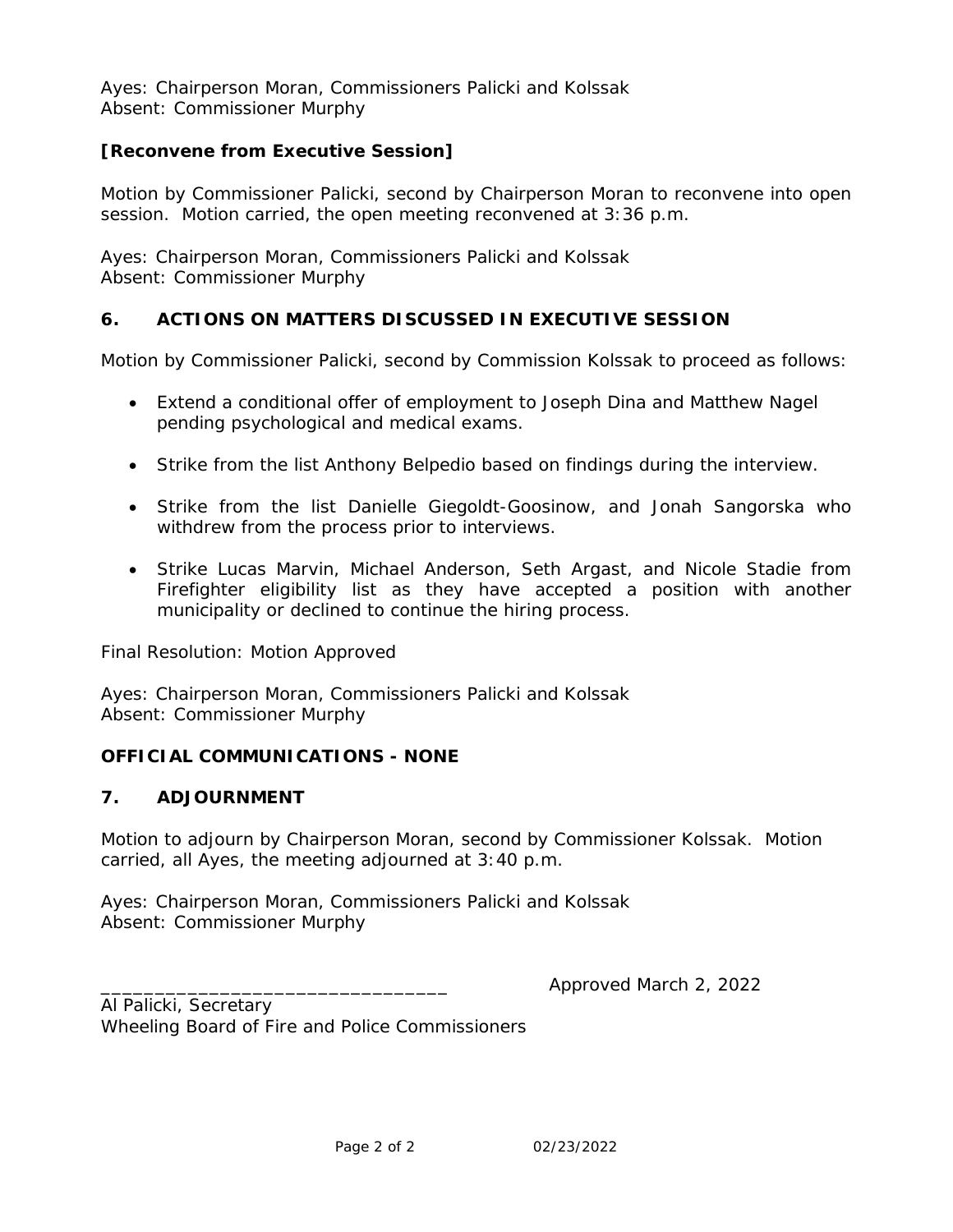Ayes: Chairperson Moran, Commissioners Palicki and Kolssak
Absent: Commissioner Murphy

**[Reconvene from Executive Session]**

Motion by Commissioner Palicki, second by Chairperson Moran to reconvene into open session. Motion carried, the open meeting reconvened at 3:36 p.m.

Ayes: Chairperson Moran, Commissioners Palicki and Kolssak
Absent: Commissioner Murphy

## 6. ACTIONS ON MATTERS DISCUSSED IN EXECUTIVE SESSION

Motion by Commissioner Palicki, second by Commission Kolssak to proceed as follows:

- Extend a conditional offer of employment to Joseph Dina and Matthew Nagel pending psychological and medical exams.
- Strike from the list Anthony Belpedio based on findings during the interview.
- Strike from the list Danielle Giegoldt-Goosinow, and Jonah Sangorska who withdrew from the process prior to interviews.
- Strike Lucas Marvin, Michael Anderson, Seth Argast, and Nicole Stadie from Firefighter eligibility list as they have accepted a position with another municipality or declined to continue the hiring process.

Final Resolution: Motion Approved

Ayes: Chairperson Moran, Commissioners Palicki and Kolssak
Absent: Commissioner Murphy

**OFFICIAL COMMUNICATIONS - NONE**

## 7. ADJOURNMENT

Motion to adjourn by Chairperson Moran, second by Commissioner Kolssak. Motion carried, all Ayes, the meeting adjourned at 3:40 p.m.

Ayes: Chairperson Moran, Commissioners Palicki and Kolssak
Absent: Commissioner Murphy

________________________________ Approved March 2, 2022

Al Palicki, Secretary
Wheeling Board of Fire and Police Commissioners